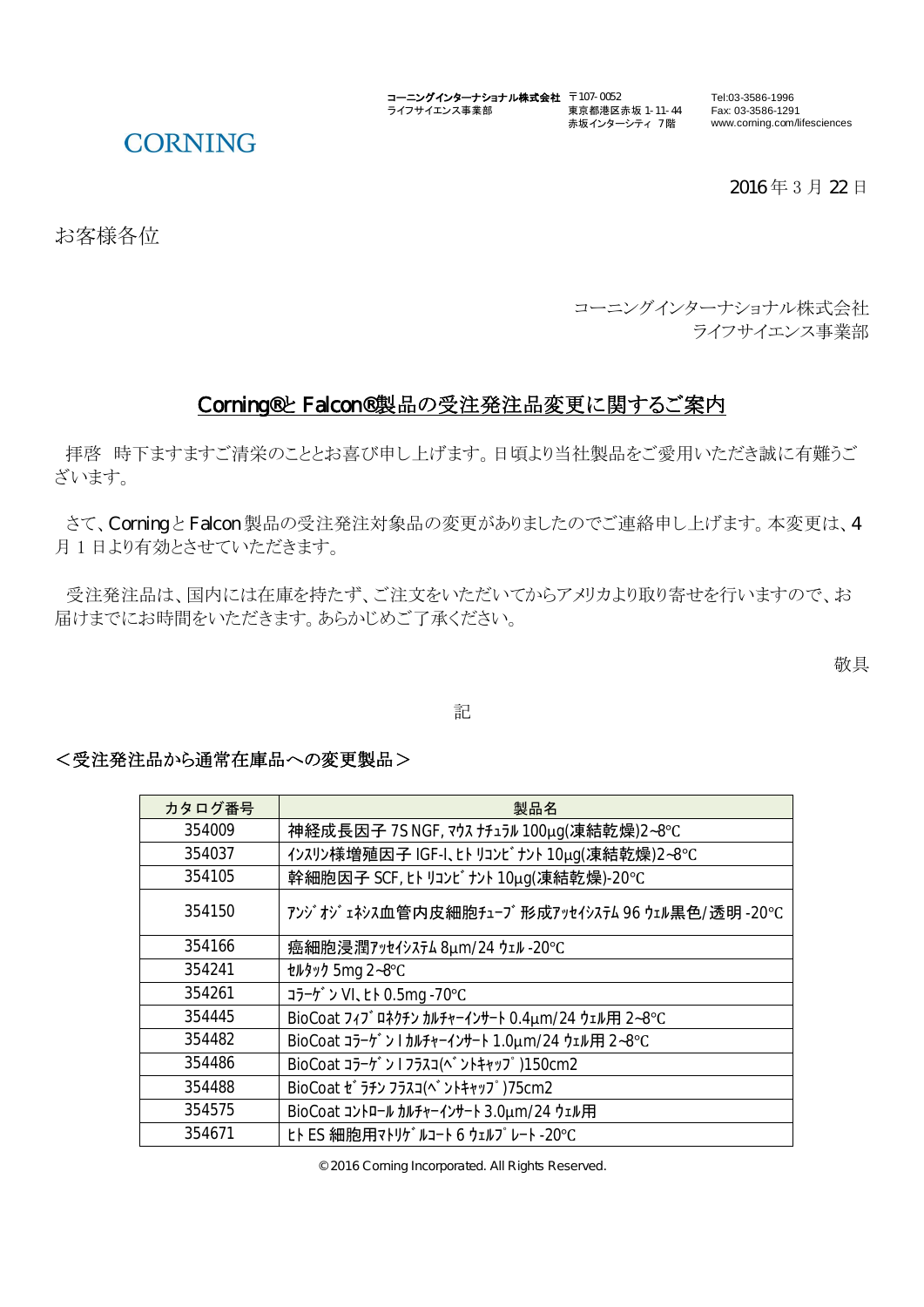コーニングインターナショナル株式会社
ライフサイエンス事業部

〒107-0052
東京都港区赤坂 1-11-44
赤坂インターシティ 7階

Tel:03-3586-1996
Fax: 03-3586-1291
www.corning.com/lifesciences

CORNING

2016 年 3 月 22 日

お客様各位

コーニングインターナショナル株式会社
ライフサイエンス事業部

## Corning®と Falcon®製品の受注発注品変更に関するご案内

拝啓　時下ますますご清栄のこととお喜び申し上げます。日頃より当社製品をご愛用いただき誠に有難うございます。

さて、Corning と Falcon 製品の受注発注対象品の変更がありましたのでご連絡申し上げます。本変更は、4 月 1 日より有効とさせていただきます。

受注発注品は、国内には在庫を持たず、ご注文をいただいてからアメリカより取り寄せを行いますので、お届けまでにお時間をいただきます。あらかじめご了承ください。

敬具

記

＜受注発注品から通常在庫品への変更製品＞

| カタログ番号 | 製品名 |
|---|---|
| 354009 | 神経成長因子 7S NGF, ﾏｳｽ ﾅﾁｭﾗﾙ 100µg(凍結乾燥)2~8℃ |
| 354037 | ｲﾝｽﾘﾝ様増殖因子 IGF-I、ﾋﾄ ﾘｺﾝﾋﾞﾅﾝﾄ 10µg(凍結乾燥)2~8℃ |
| 354105 | 幹細胞因子 SCF, ﾋﾄ ﾘｺﾝﾋﾞﾅﾝﾄ 10µg(凍結乾燥)-20℃ |
| 354150 | ｱﾝｼﾞｵｼﾞｪﾈｼｽ血管内皮細胞ﾁｭｰﾌﾞ形成ｱｯｾｲｼｽﾃﾑ 96 ｳｪﾙ黒色/透明 -20℃ |
| 354166 | 癌細胞浸潤ｱｯｾｲｼｽﾃﾑ 8µm/24 ｳｪﾙ -20℃ |
| 354241 | ｾﾙﾀｯｸ 5mg 2~8℃ |
| 354261 | ｺﾗｰｹﾞﾝ VI、ﾋﾄ 0.5mg -70℃ |
| 354445 | BioCoat ﾌｨﾌﾞﾛﾈｸﾁﾝ ｶﾙﾁｬｰｲﾝｻｰﾄ 0.4µm/24 ｳｪﾙ用 2~8℃ |
| 354482 | BioCoat ｺﾗｰｹﾞﾝ I ｶﾙﾁｬｰｲﾝｻｰﾄ 1.0µm/24 ｳｪﾙ用 2~8℃ |
| 354486 | BioCoat ｺﾗｰｹﾞﾝ I ﾌﾗｽｺ(ﾍﾞﾝﾄｷｬｯﾌﾟ)150cm2 |
| 354488 | BioCoat ｾﾞﾗﾁﾝ ﾌﾗｽｺ(ﾍﾞﾝﾄｷｬｯﾌﾟ)75cm2 |
| 354575 | BioCoat ｺﾝﾄﾛｰﾙ ｶﾙﾁｬｰｲﾝｻｰﾄ 3.0µm/24 ｳｪﾙ用 |
| 354671 | ﾋﾄ ES 細胞用ﾏﾄﾘｹﾞﾙｺｰﾄ 6 ｳｪﾙﾌﾟﾚｰﾄ -20℃ |

©2016 Corning Incorporated. All Rights Reserved.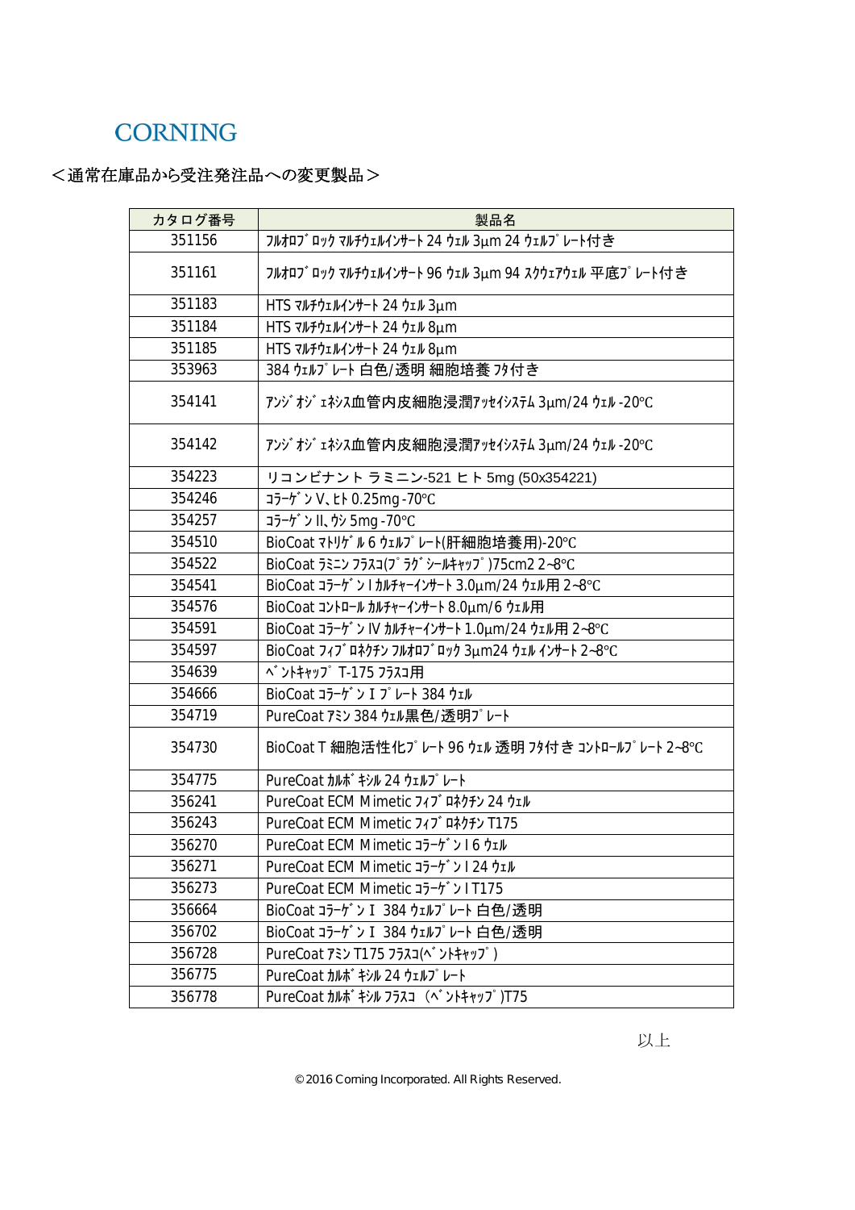CORNING

＜通常在庫品から受注発注品への変更製品＞

| カタログ番号 | 製品名 |
| --- | --- |
| 351156 | ﾌﾙｵﾛﾌﾞﾛｯｸ ﾏﾙﾁｳｪﾙｲﾝｻｰﾄ 24 ｳｪﾙ 3µm 24 ｳｪﾙﾌﾟﾚｰﾄ付き |
| 351161 | ﾌﾙｵﾛﾌﾞﾛｯｸ ﾏﾙﾁｳｪﾙｲﾝｻｰﾄ 96 ｳｪﾙ 3µm 94 ｽｸｳｪｱｳｪﾙ 平底ﾌﾟﾚｰﾄ付き |
| 351183 | HTS ﾏﾙﾁｳｪﾙｲﾝｻｰﾄ 24 ｳｪﾙ 3µm |
| 351184 | HTS ﾏﾙﾁｳｪﾙｲﾝｻｰﾄ 24 ｳｪﾙ 8µm |
| 351185 | HTS ﾏﾙﾁｳｪﾙｲﾝｻｰﾄ 24 ｳｪﾙ 8µm |
| 353963 | 384 ｳｪﾙﾌﾟﾚｰﾄ 白色/透明 細胞培養 ﾌﾀ付き |
| 354141 | ｱﾝｼﾞｵｼﾞｪﾈｼｽ血管内皮細胞浸潤ｱｯｾｲｼｽﾃﾑ 3µm/24 ｳｪﾙ -20℃ |
| 354142 | ｱﾝｼﾞｵｼﾞｪﾈｼｽ血管内皮細胞浸潤ｱｯｾｲｼｽﾃﾑ 3µm/24 ｳｪﾙ -20℃ |
| 354223 | リコンビナント ラミニン-521 ヒト 5mg (50x354221) |
| 354246 | ｺﾗｰｹﾞﾝV､ﾋﾄ 0.25mg -70℃ |
| 354257 | ｺﾗｰｹﾞﾝII､ｳｼ 5mg -70℃ |
| 354510 | BioCoat ﾏﾄﾘｹﾞﾙ 6 ｳｪﾙﾌﾟﾚｰﾄ(肝細胞培養用)-20℃ |
| 354522 | BioCoat ﾗﾐﾆﾝ ﾌﾗｽｺ(ﾌﾟﾗｸﾞｼｰﾙｷｬｯﾌﾟ)75cm2 2~8℃ |
| 354541 | BioCoat ｺﾗｰｹﾞﾝI ｶﾙﾁｬｰｲﾝｻｰﾄ 3.0µm/24 ｳｪﾙ用 2~8℃ |
| 354576 | BioCoat ｺﾝﾄﾛｰﾙ ｶﾙﾁｬｰｲﾝｻｰﾄ 8.0µm/6 ｳｪﾙ用 |
| 354591 | BioCoat ｺﾗｰｹﾞﾝIV ｶﾙﾁｬｰｲﾝｻｰﾄ 1.0µm/24 ｳｪﾙ用 2~8℃ |
| 354597 | BioCoat ﾌｨﾌﾞﾛﾈｸﾁﾝ ﾌﾙｵﾛﾌﾞﾛｯｸ 3µm24 ｳｪﾙ ｲﾝｻｰﾄ 2~8℃ |
| 354639 | ﾍﾞﾝﾄｷｬｯﾌﾟ T-175 ﾌﾗｽｺ用 |
| 354666 | BioCoat ｺﾗｰｹﾞﾝⅠﾌﾟﾚｰﾄ 384 ｳｪﾙ |
| 354719 | PureCoat ｱﾐﾝ 384 ｳｪﾙ黒色/透明ﾌﾟﾚｰﾄ |
| 354730 | BioCoat T 細胞活性化ﾌﾟﾚｰﾄ 96 ｳｪﾙ 透明 ﾌﾀ付き ｺﾝﾄﾛｰﾙﾌﾟﾚｰﾄ 2~8℃ |
| 354775 | PureCoat ｶﾙﾎﾞｷｼﾙ 24 ｳｪﾙﾌﾟﾚｰﾄ |
| 356241 | PureCoat ECM Mimetic ﾌｨﾌﾞﾛﾈｸﾁﾝ 24 ｳｪﾙ |
| 356243 | PureCoat ECM Mimetic ﾌｨﾌﾞﾛﾈｸﾁﾝ T175 |
| 356270 | PureCoat ECM Mimetic ｺﾗｰｹﾞﾝI 6 ｳｪﾙ |
| 356271 | PureCoat ECM Mimetic ｺﾗｰｹﾞﾝI 24 ｳｪﾙ |
| 356273 | PureCoat ECM Mimetic ｺﾗｰｹﾞﾝI T175 |
| 356664 | BioCoat ｺﾗｰｹﾞﾝⅠ 384 ｳｪﾙﾌﾟﾚｰﾄ 白色/透明 |
| 356702 | BioCoat ｺﾗｰｹﾞﾝⅠ 384 ｳｪﾙﾌﾟﾚｰﾄ 白色/透明 |
| 356728 | PureCoat ｱﾐﾝ T175 ﾌﾗｽｺ(ﾍﾞﾝﾄｷｬｯﾌﾟ) |
| 356775 | PureCoat ｶﾙﾎﾞｷｼﾙ 24 ｳｪﾙﾌﾟﾚｰﾄ |
| 356778 | PureCoat ｶﾙﾎﾞｷｼﾙ ﾌﾗｽｺ (ﾍﾞﾝﾄｷｬｯﾌﾟ)T75 |

以上

©2016 Corning Incorporated. All Rights Reserved.